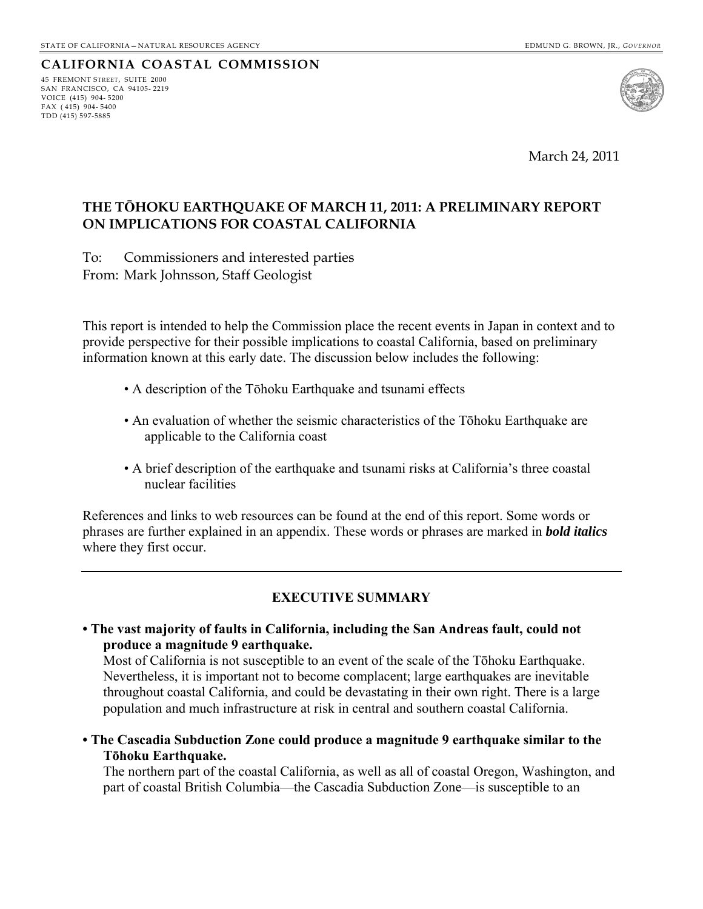STATE OF CALIFORNIA — NATURAL RESOURCES AGENCY

EDMUND G. BROWN, JR., *GOVERNOR*

**CALIFORNIA COASTAL COMMISSION**

45 FREMONT STREET, SUITE 2000
SAN FRANCISCO, CA 94105-2219
VOICE (415) 904-5200
FAX (415) 904-5400
TDD (415) 597-5885

March 24, 2011

## THE TŌHOKU EARTHQUAKE OF MARCH 11, 2011: A PRELIMINARY REPORT ON IMPLICATIONS FOR COASTAL CALIFORNIA

To: Commissioners and interested parties
From: Mark Johnsson, Staff Geologist

This report is intended to help the Commission place the recent events in Japan in context and to provide perspective for their possible implications to coastal California, based on preliminary information known at this early date. The discussion below includes the following:

- A description of the Tōhoku Earthquake and tsunami effects
- An evaluation of whether the seismic characteristics of the Tōhoku Earthquake are applicable to the California coast
- A brief description of the earthquake and tsunami risks at California's three coastal nuclear facilities

References and links to web resources can be found at the end of this report. Some words or phrases are further explained in an appendix. These words or phrases are marked in ***bold italics*** where they first occur.

---

### EXECUTIVE SUMMARY

- **The vast majority of faults in California, including the San Andreas fault, could not produce a magnitude 9 earthquake.**
  Most of California is not susceptible to an event of the scale of the Tōhoku Earthquake. Nevertheless, it is important not to become complacent; large earthquakes are inevitable throughout coastal California, and could be devastating in their own right. There is a large population and much infrastructure at risk in central and southern coastal California.

- **The Cascadia Subduction Zone could produce a magnitude 9 earthquake similar to the Tōhoku Earthquake.**
  The northern part of the coastal California, as well as all of coastal Oregon, Washington, and part of coastal British Columbia—the Cascadia Subduction Zone—is susceptible to an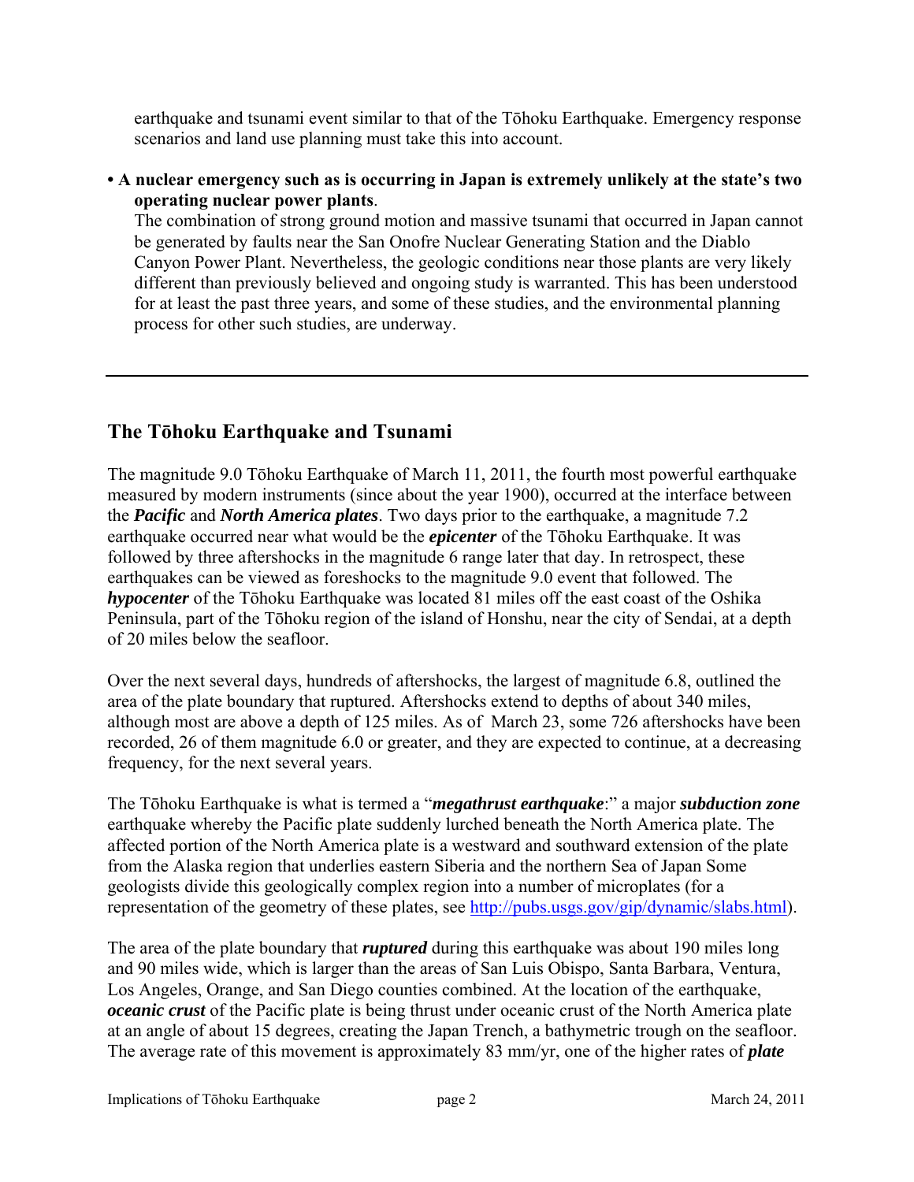earthquake and tsunami event similar to that of the Tōhoku Earthquake. Emergency response scenarios and land use planning must take this into account.

- **A nuclear emergency such as is occurring in Japan is extremely unlikely at the state's two operating nuclear power plants**.
  The combination of strong ground motion and massive tsunami that occurred in Japan cannot be generated by faults near the San Onofre Nuclear Generating Station and the Diablo Canyon Power Plant. Nevertheless, the geologic conditions near those plants are very likely different than previously believed and ongoing study is warranted. This has been understood for at least the past three years, and some of these studies, and the environmental planning process for other such studies, are underway.

---

## The Tōhoku Earthquake and Tsunami

The magnitude 9.0 Tōhoku Earthquake of March 11, 2011, the fourth most powerful earthquake measured by modern instruments (since about the year 1900), occurred at the interface between the ***Pacific*** and ***North America plates***. Two days prior to the earthquake, a magnitude 7.2 earthquake occurred near what would be the ***epicenter*** of the Tōhoku Earthquake. It was followed by three aftershocks in the magnitude 6 range later that day. In retrospect, these earthquakes can be viewed as foreshocks to the magnitude 9.0 event that followed. The ***hypocenter*** of the Tōhoku Earthquake was located 81 miles off the east coast of the Oshika Peninsula, part of the Tōhoku region of the island of Honshu, near the city of Sendai, at a depth of 20 miles below the seafloor.

Over the next several days, hundreds of aftershocks, the largest of magnitude 6.8, outlined the area of the plate boundary that ruptured. Aftershocks extend to depths of about 340 miles, although most are above a depth of 125 miles. As of March 23, some 726 aftershocks have been recorded, 26 of them magnitude 6.0 or greater, and they are expected to continue, at a decreasing frequency, for the next several years.

The Tōhoku Earthquake is what is termed a "***megathrust earthquake***:" a major ***subduction zone*** earthquake whereby the Pacific plate suddenly lurched beneath the North America plate. The affected portion of the North America plate is a westward and southward extension of the plate from the Alaska region that underlies eastern Siberia and the northern Sea of Japan Some geologists divide this geologically complex region into a number of microplates (for a representation of the geometry of these plates, see http://pubs.usgs.gov/gip/dynamic/slabs.html).

The area of the plate boundary that ***ruptured*** during this earthquake was about 190 miles long and 90 miles wide, which is larger than the areas of San Luis Obispo, Santa Barbara, Ventura, Los Angeles, Orange, and San Diego counties combined. At the location of the earthquake, ***oceanic crust*** of the Pacific plate is being thrust under oceanic crust of the North America plate at an angle of about 15 degrees, creating the Japan Trench, a bathymetric trough on the seafloor. The average rate of this movement is approximately 83 mm/yr, one of the higher rates of ***plate***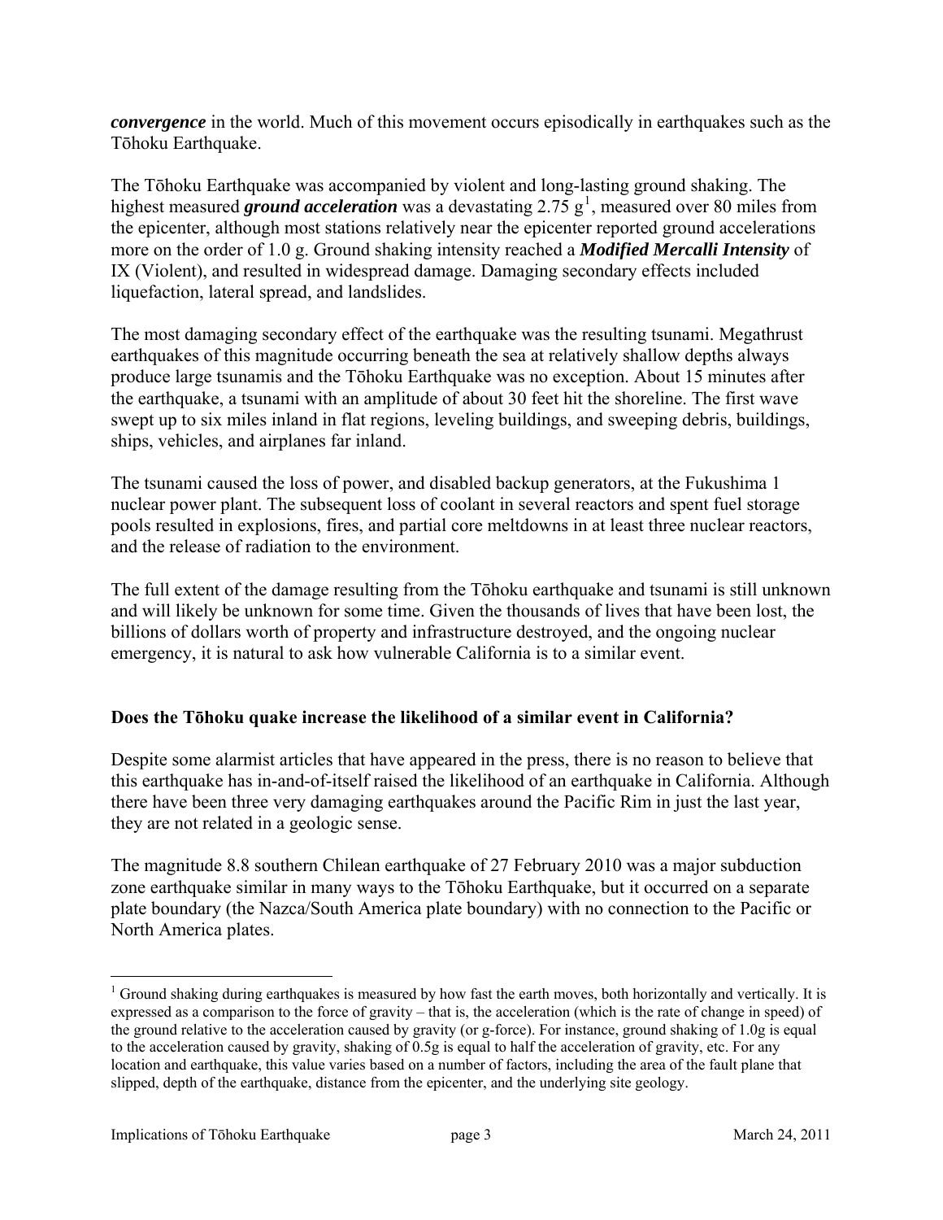***convergence*** in the world. Much of this movement occurs episodically in earthquakes such as the Tōhoku Earthquake.

The Tōhoku Earthquake was accompanied by violent and long-lasting ground shaking. The highest measured ***ground acceleration*** was a devastating 2.75 g[1], measured over 80 miles from the epicenter, although most stations relatively near the epicenter reported ground accelerations more on the order of 1.0 g. Ground shaking intensity reached a ***Modified Mercalli Intensity*** of IX (Violent), and resulted in widespread damage. Damaging secondary effects included liquefaction, lateral spread, and landslides.

The most damaging secondary effect of the earthquake was the resulting tsunami. Megathrust earthquakes of this magnitude occurring beneath the sea at relatively shallow depths always produce large tsunamis and the Tōhoku Earthquake was no exception. About 15 minutes after the earthquake, a tsunami with an amplitude of about 30 feet hit the shoreline. The first wave swept up to six miles inland in flat regions, leveling buildings, and sweeping debris, buildings, ships, vehicles, and airplanes far inland.

The tsunami caused the loss of power, and disabled backup generators, at the Fukushima 1 nuclear power plant. The subsequent loss of coolant in several reactors and spent fuel storage pools resulted in explosions, fires, and partial core meltdowns in at least three nuclear reactors, and the release of radiation to the environment.

The full extent of the damage resulting from the Tōhoku earthquake and tsunami is still unknown and will likely be unknown for some time. Given the thousands of lives that have been lost, the billions of dollars worth of property and infrastructure destroyed, and the ongoing nuclear emergency, it is natural to ask how vulnerable California is to a similar event.

**Does the Tōhoku quake increase the likelihood of a similar event in California?**

Despite some alarmist articles that have appeared in the press, there is no reason to believe that this earthquake has in-and-of-itself raised the likelihood of an earthquake in California. Although there have been three very damaging earthquakes around the Pacific Rim in just the last year, they are not related in a geologic sense.

The magnitude 8.8 southern Chilean earthquake of 27 February 2010 was a major subduction zone earthquake similar in many ways to the Tōhoku Earthquake, but it occurred on a separate plate boundary (the Nazca/South America plate boundary) with no connection to the Pacific or North America plates.

---

[1] Ground shaking during earthquakes is measured by how fast the earth moves, both horizontally and vertically. It is expressed as a comparison to the force of gravity – that is, the acceleration (which is the rate of change in speed) of the ground relative to the acceleration caused by gravity (or g-force). For instance, ground shaking of 1.0g is equal to the acceleration caused by gravity, shaking of 0.5g is equal to half the acceleration of gravity, etc. For any location and earthquake, this value varies based on a number of factors, including the area of the fault plane that slipped, depth of the earthquake, distance from the epicenter, and the underlying site geology.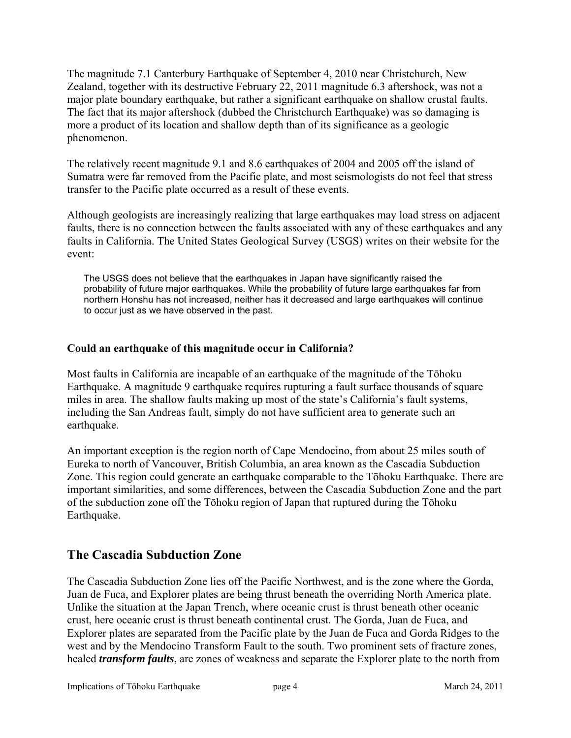The magnitude 7.1 Canterbury Earthquake of September 4, 2010 near Christchurch, New Zealand, together with its destructive February 22, 2011 magnitude 6.3 aftershock, was not a major plate boundary earthquake, but rather a significant earthquake on shallow crustal faults. The fact that its major aftershock (dubbed the Christchurch Earthquake) was so damaging is more a product of its location and shallow depth than of its significance as a geologic phenomenon.

The relatively recent magnitude 9.1 and 8.6 earthquakes of 2004 and 2005 off the island of Sumatra were far removed from the Pacific plate, and most seismologists do not feel that stress transfer to the Pacific plate occurred as a result of these events.

Although geologists are increasingly realizing that large earthquakes may load stress on adjacent faults, there is no connection between the faults associated with any of these earthquakes and any faults in California. The United States Geological Survey (USGS) writes on their website for the event:

> The USGS does not believe that the earthquakes in Japan have significantly raised the probability of future major earthquakes. While the probability of future large earthquakes far from northern Honshu has not increased, neither has it decreased and large earthquakes will continue to occur just as we have observed in the past.

**Could an earthquake of this magnitude occur in California?**

Most faults in California are incapable of an earthquake of the magnitude of the Tōhoku Earthquake. A magnitude 9 earthquake requires rupturing a fault surface thousands of square miles in area. The shallow faults making up most of the state's California's fault systems, including the San Andreas fault, simply do not have sufficient area to generate such an earthquake.

An important exception is the region north of Cape Mendocino, from about 25 miles south of Eureka to north of Vancouver, British Columbia, an area known as the Cascadia Subduction Zone. This region could generate an earthquake comparable to the Tōhoku Earthquake. There are important similarities, and some differences, between the Cascadia Subduction Zone and the part of the subduction zone off the Tōhoku region of Japan that ruptured during the Tōhoku Earthquake.

## The Cascadia Subduction Zone

The Cascadia Subduction Zone lies off the Pacific Northwest, and is the zone where the Gorda, Juan de Fuca, and Explorer plates are being thrust beneath the overriding North America plate. Unlike the situation at the Japan Trench, where oceanic crust is thrust beneath other oceanic crust, here oceanic crust is thrust beneath continental crust. The Gorda, Juan de Fuca, and Explorer plates are separated from the Pacific plate by the Juan de Fuca and Gorda Ridges to the west and by the Mendocino Transform Fault to the south. Two prominent sets of fracture zones, healed ***transform faults***, are zones of weakness and separate the Explorer plate to the north from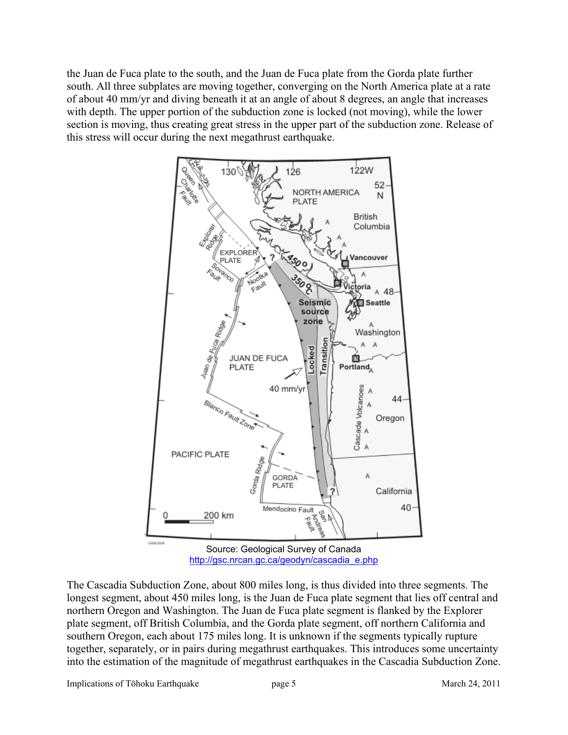the Juan de Fuca plate to the south, and the Juan de Fuca plate from the Gorda plate further south. All three subplates are moving together, converging on the North America plate at a rate of about 40 mm/yr and diving beneath it at an angle of about 8 degrees, an angle that increases with depth. The upper portion of the subduction zone is locked (not moving), while the lower section is moving, thus creating great stress in the upper part of the subduction zone. Release of this stress will occur during the next megathrust earthquake.

Source: Geological Survey of Canada
http://gsc.nrcan.gc.ca/geodyn/cascadia_e.php

The Cascadia Subduction Zone, about 800 miles long, is thus divided into three segments. The longest segment, about 450 miles long, is the Juan de Fuca plate segment that lies off central and northern Oregon and Washington. The Juan de Fuca plate segment is flanked by the Explorer plate segment, off British Columbia, and the Gorda plate segment, off northern California and southern Oregon, each about 175 miles long. It is unknown if the segments typically rupture together, separately, or in pairs during megathrust earthquakes. This introduces some uncertainty into the estimation of the magnitude of megathrust earthquakes in the Cascadia Subduction Zone.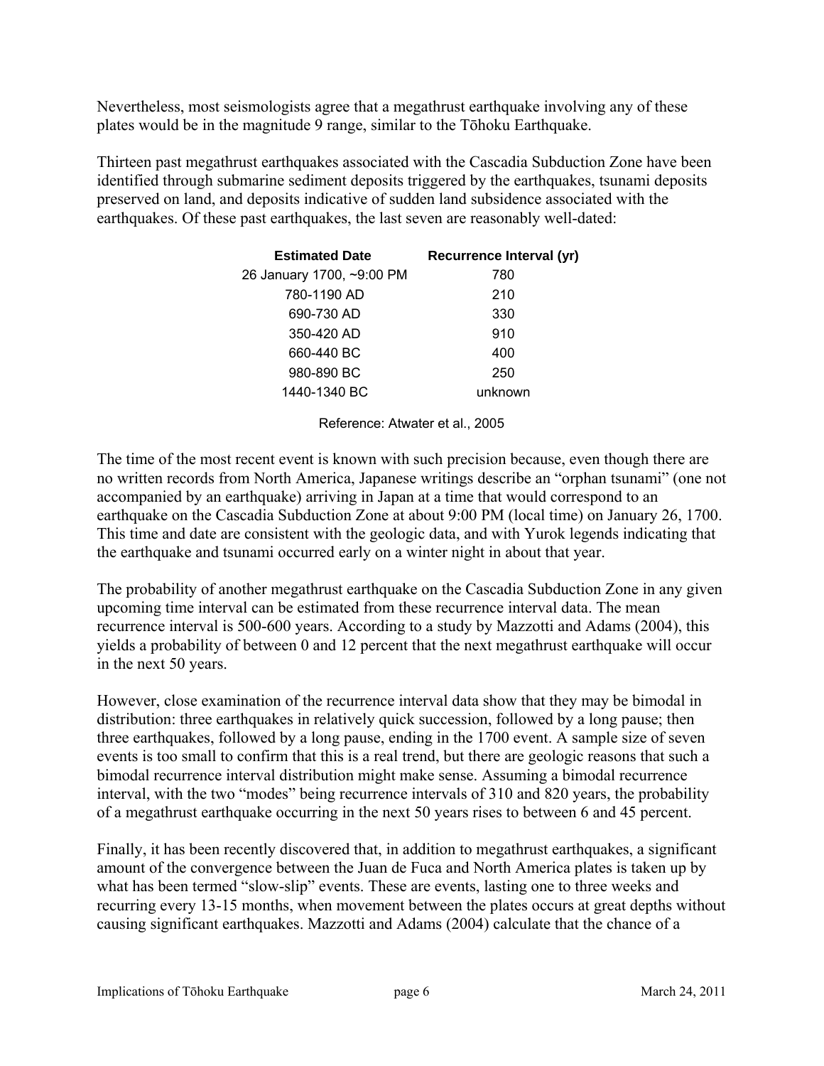Nevertheless, most seismologists agree that a megathrust earthquake involving any of these plates would be in the magnitude 9 range, similar to the Tōhoku Earthquake.

Thirteen past megathrust earthquakes associated with the Cascadia Subduction Zone have been identified through submarine sediment deposits triggered by the earthquakes, tsunami deposits preserved on land, and deposits indicative of sudden land subsidence associated with the earthquakes. Of these past earthquakes, the last seven are reasonably well-dated:

| Estimated Date | Recurrence Interval (yr) |
|---|---|
| 26 January 1700, ~9:00 PM | 780 |
| 780-1190 AD | 210 |
| 690-730 AD | 330 |
| 350-420 AD | 910 |
| 660-440 BC | 400 |
| 980-890 BC | 250 |
| 1440-1340 BC | unknown |

Reference: Atwater et al., 2005

The time of the most recent event is known with such precision because, even though there are no written records from North America, Japanese writings describe an "orphan tsunami" (one not accompanied by an earthquake) arriving in Japan at a time that would correspond to an earthquake on the Cascadia Subduction Zone at about 9:00 PM (local time) on January 26, 1700. This time and date are consistent with the geologic data, and with Yurok legends indicating that the earthquake and tsunami occurred early on a winter night in about that year.

The probability of another megathrust earthquake on the Cascadia Subduction Zone in any given upcoming time interval can be estimated from these recurrence interval data. The mean recurrence interval is 500-600 years. According to a study by Mazzotti and Adams (2004), this yields a probability of between 0 and 12 percent that the next megathrust earthquake will occur in the next 50 years.

However, close examination of the recurrence interval data show that they may be bimodal in distribution: three earthquakes in relatively quick succession, followed by a long pause; then three earthquakes, followed by a long pause, ending in the 1700 event. A sample size of seven events is too small to confirm that this is a real trend, but there are geologic reasons that such a bimodal recurrence interval distribution might make sense. Assuming a bimodal recurrence interval, with the two "modes" being recurrence intervals of 310 and 820 years, the probability of a megathrust earthquake occurring in the next 50 years rises to between 6 and 45 percent.

Finally, it has been recently discovered that, in addition to megathrust earthquakes, a significant amount of the convergence between the Juan de Fuca and North America plates is taken up by what has been termed "slow-slip" events. These are events, lasting one to three weeks and recurring every 13-15 months, when movement between the plates occurs at great depths without causing significant earthquakes. Mazzotti and Adams (2004) calculate that the chance of a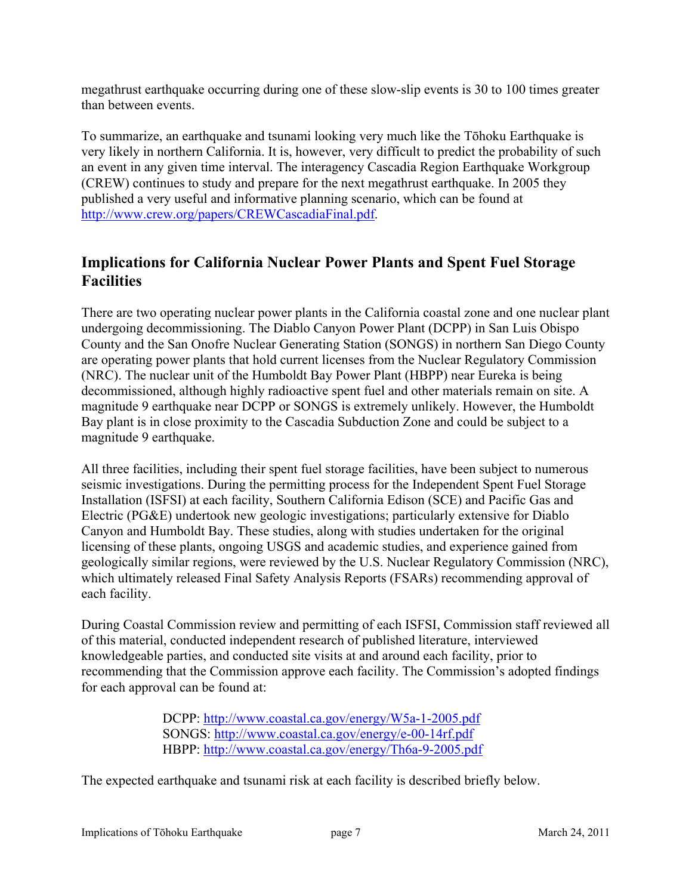megathrust earthquake occurring during one of these slow-slip events is 30 to 100 times greater than between events.

To summarize, an earthquake and tsunami looking very much like the Tōhoku Earthquake is very likely in northern California. It is, however, very difficult to predict the probability of such an event in any given time interval. The interagency Cascadia Region Earthquake Workgroup (CREW) continues to study and prepare for the next megathrust earthquake. In 2005 they published a very useful and informative planning scenario, which can be found at [http://www.crew.org/papers/CREWCascadiaFinal.pdf](http://www.crew.org/papers/CREWCascadiaFinal.pdf).

## Implications for California Nuclear Power Plants and Spent Fuel Storage Facilities

There are two operating nuclear power plants in the California coastal zone and one nuclear plant undergoing decommissioning. The Diablo Canyon Power Plant (DCPP) in San Luis Obispo County and the San Onofre Nuclear Generating Station (SONGS) in northern San Diego County are operating power plants that hold current licenses from the Nuclear Regulatory Commission (NRC). The nuclear unit of the Humboldt Bay Power Plant (HBPP) near Eureka is being decommissioned, although highly radioactive spent fuel and other materials remain on site. A magnitude 9 earthquake near DCPP or SONGS is extremely unlikely. However, the Humboldt Bay plant is in close proximity to the Cascadia Subduction Zone and could be subject to a magnitude 9 earthquake.

All three facilities, including their spent fuel storage facilities, have been subject to numerous seismic investigations. During the permitting process for the Independent Spent Fuel Storage Installation (ISFSI) at each facility, Southern California Edison (SCE) and Pacific Gas and Electric (PG&E) undertook new geologic investigations; particularly extensive for Diablo Canyon and Humboldt Bay. These studies, along with studies undertaken for the original licensing of these plants, ongoing USGS and academic studies, and experience gained from geologically similar regions, were reviewed by the U.S. Nuclear Regulatory Commission (NRC), which ultimately released Final Safety Analysis Reports (FSARs) recommending approval of each facility.

During Coastal Commission review and permitting of each ISFSI, Commission staff reviewed all of this material, conducted independent research of published literature, interviewed knowledgeable parties, and conducted site visits at and around each facility, prior to recommending that the Commission approve each facility. The Commission's adopted findings for each approval can be found at:

DCPP: [http://www.coastal.ca.gov/energy/W5a-1-2005.pdf](http://www.coastal.ca.gov/energy/W5a-1-2005.pdf)
SONGS: [http://www.coastal.ca.gov/energy/e-00-14rf.pdf](http://www.coastal.ca.gov/energy/e-00-14rf.pdf)
HBPP: [http://www.coastal.ca.gov/energy/Th6a-9-2005.pdf](http://www.coastal.ca.gov/energy/Th6a-9-2005.pdf)

The expected earthquake and tsunami risk at each facility is described briefly below.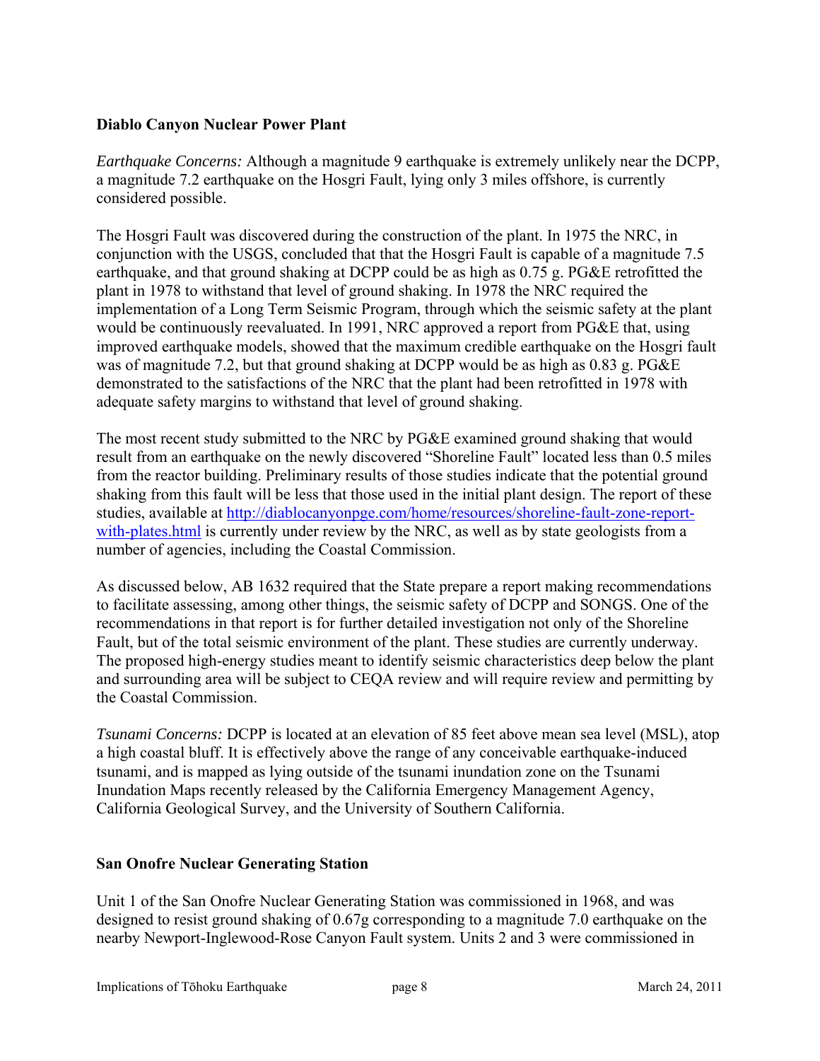**Diablo Canyon Nuclear Power Plant**

*Earthquake Concerns:* Although a magnitude 9 earthquake is extremely unlikely near the DCPP, a magnitude 7.2 earthquake on the Hosgri Fault, lying only 3 miles offshore, is currently considered possible.

The Hosgri Fault was discovered during the construction of the plant. In 1975 the NRC, in conjunction with the USGS, concluded that that the Hosgri Fault is capable of a magnitude 7.5 earthquake, and that ground shaking at DCPP could be as high as 0.75 g. PG&E retrofitted the plant in 1978 to withstand that level of ground shaking. In 1978 the NRC required the implementation of a Long Term Seismic Program, through which the seismic safety at the plant would be continuously reevaluated. In 1991, NRC approved a report from PG&E that, using improved earthquake models, showed that the maximum credible earthquake on the Hosgri fault was of magnitude 7.2, but that ground shaking at DCPP would be as high as 0.83 g. PG&E demonstrated to the satisfactions of the NRC that the plant had been retrofitted in 1978 with adequate safety margins to withstand that level of ground shaking.

The most recent study submitted to the NRC by PG&E examined ground shaking that would result from an earthquake on the newly discovered "Shoreline Fault" located less than 0.5 miles from the reactor building. Preliminary results of those studies indicate that the potential ground shaking from this fault will be less that those used in the initial plant design. The report of these studies, available at [http://diablocanyonpge.com/home/resources/shoreline-fault-zone-report-with-plates.html](http://diablocanyonpge.com/home/resources/shoreline-fault-zone-report-with-plates.html) is currently under review by the NRC, as well as by state geologists from a number of agencies, including the Coastal Commission.

As discussed below, AB 1632 required that the State prepare a report making recommendations to facilitate assessing, among other things, the seismic safety of DCPP and SONGS. One of the recommendations in that report is for further detailed investigation not only of the Shoreline Fault, but of the total seismic environment of the plant. These studies are currently underway. The proposed high-energy studies meant to identify seismic characteristics deep below the plant and surrounding area will be subject to CEQA review and will require review and permitting by the Coastal Commission.

*Tsunami Concerns:* DCPP is located at an elevation of 85 feet above mean sea level (MSL), atop a high coastal bluff. It is effectively above the range of any conceivable earthquake-induced tsunami, and is mapped as lying outside of the tsunami inundation zone on the Tsunami Inundation Maps recently released by the California Emergency Management Agency, California Geological Survey, and the University of Southern California.

**San Onofre Nuclear Generating Station**

Unit 1 of the San Onofre Nuclear Generating Station was commissioned in 1968, and was designed to resist ground shaking of 0.67g corresponding to a magnitude 7.0 earthquake on the nearby Newport-Inglewood-Rose Canyon Fault system. Units 2 and 3 were commissioned in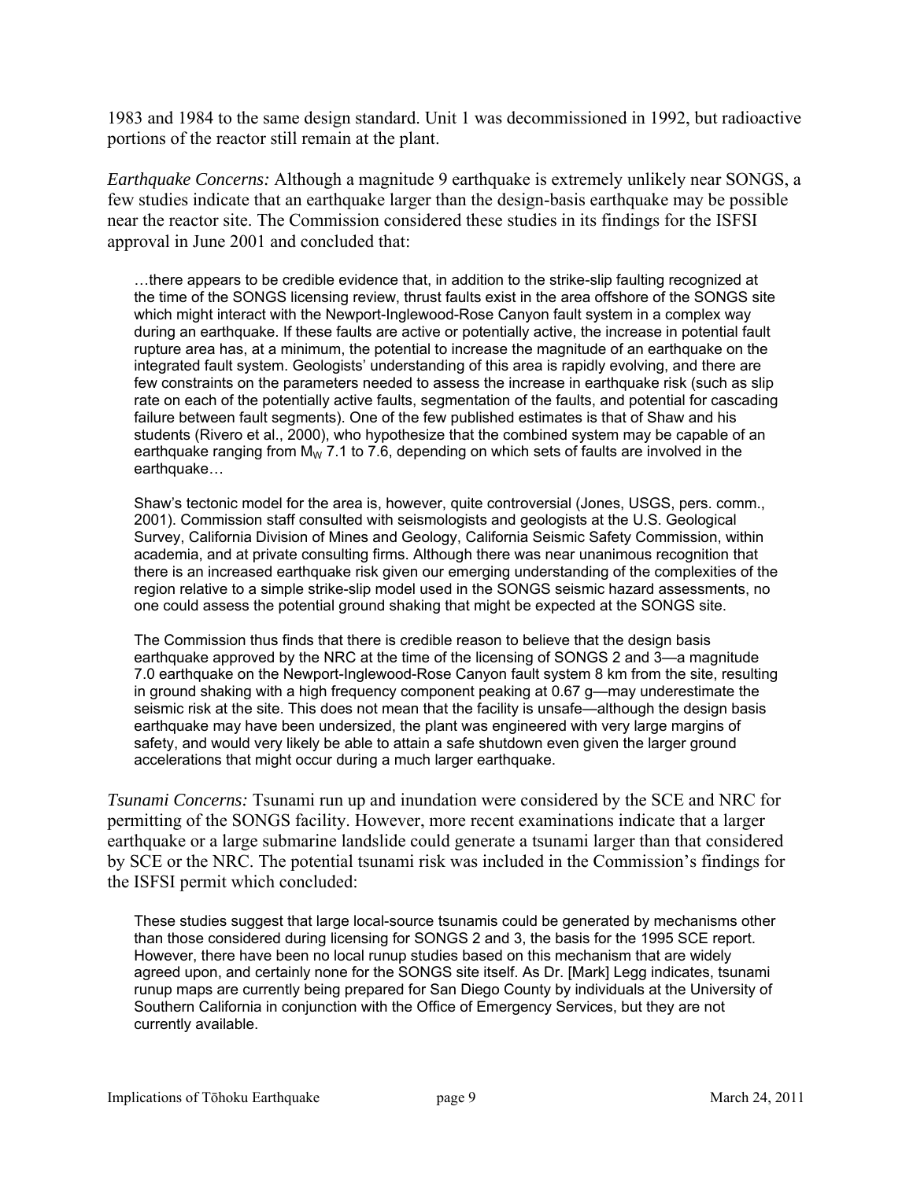1983 and 1984 to the same design standard. Unit 1 was decommissioned in 1992, but radioactive portions of the reactor still remain at the plant.

*Earthquake Concerns:* Although a magnitude 9 earthquake is extremely unlikely near SONGS, a few studies indicate that an earthquake larger than the design-basis earthquake may be possible near the reactor site. The Commission considered these studies in its findings for the ISFSI approval in June 2001 and concluded that:

> …there appears to be credible evidence that, in addition to the strike-slip faulting recognized at the time of the SONGS licensing review, thrust faults exist in the area offshore of the SONGS site which might interact with the Newport-Inglewood-Rose Canyon fault system in a complex way during an earthquake. If these faults are active or potentially active, the increase in potential fault rupture area has, at a minimum, the potential to increase the magnitude of an earthquake on the integrated fault system. Geologists' understanding of this area is rapidly evolving, and there are few constraints on the parameters needed to assess the increase in earthquake risk (such as slip rate on each of the potentially active faults, segmentation of the faults, and potential for cascading failure between fault segments). One of the few published estimates is that of Shaw and his students (Rivero et al., 2000), who hypothesize that the combined system may be capable of an earthquake ranging from $M_W$ 7.1 to 7.6, depending on which sets of faults are involved in the earthquake…
>
> Shaw's tectonic model for the area is, however, quite controversial (Jones, USGS, pers. comm., 2001). Commission staff consulted with seismologists and geologists at the U.S. Geological Survey, California Division of Mines and Geology, California Seismic Safety Commission, within academia, and at private consulting firms. Although there was near unanimous recognition that there is an increased earthquake risk given our emerging understanding of the complexities of the region relative to a simple strike-slip model used in the SONGS seismic hazard assessments, no one could assess the potential ground shaking that might be expected at the SONGS site.
>
> The Commission thus finds that there is credible reason to believe that the design basis earthquake approved by the NRC at the time of the licensing of SONGS 2 and 3—a magnitude 7.0 earthquake on the Newport-Inglewood-Rose Canyon fault system 8 km from the site, resulting in ground shaking with a high frequency component peaking at 0.67 g—may underestimate the seismic risk at the site. This does not mean that the facility is unsafe—although the design basis earthquake may have been undersized, the plant was engineered with very large margins of safety, and would very likely be able to attain a safe shutdown even given the larger ground accelerations that might occur during a much larger earthquake.

*Tsunami Concerns:* Tsunami run up and inundation were considered by the SCE and NRC for permitting of the SONGS facility. However, more recent examinations indicate that a larger earthquake or a large submarine landslide could generate a tsunami larger than that considered by SCE or the NRC. The potential tsunami risk was included in the Commission's findings for the ISFSI permit which concluded:

> These studies suggest that large local-source tsunamis could be generated by mechanisms other than those considered during licensing for SONGS 2 and 3, the basis for the 1995 SCE report. However, there have been no local runup studies based on this mechanism that are widely agreed upon, and certainly none for the SONGS site itself. As Dr. [Mark] Legg indicates, tsunami runup maps are currently being prepared for San Diego County by individuals at the University of Southern California in conjunction with the Office of Emergency Services, but they are not currently available.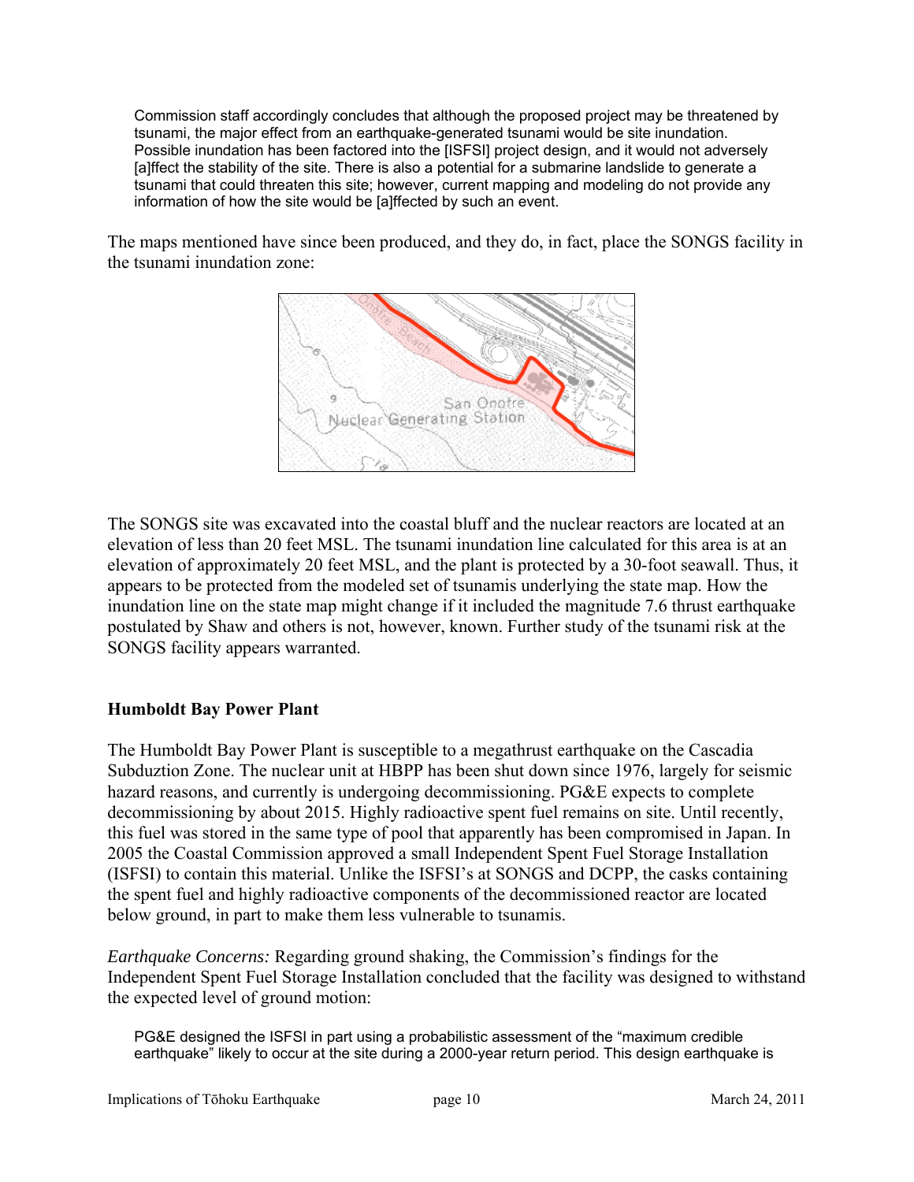> Commission staff accordingly concludes that although the proposed project may be threatened by tsunami, the major effect from an earthquake-generated tsunami would be site inundation. Possible inundation has been factored into the [ISFSI] project design, and it would not adversely [a]ffect the stability of the site. There is also a potential for a submarine landslide to generate a tsunami that could threaten this site; however, current mapping and modeling do not provide any information of how the site would be [a]ffected by such an event.

The maps mentioned have since been produced, and they do, in fact, place the SONGS facility in the tsunami inundation zone:

The SONGS site was excavated into the coastal bluff and the nuclear reactors are located at an elevation of less than 20 feet MSL. The tsunami inundation line calculated for this area is at an elevation of approximately 20 feet MSL, and the plant is protected by a 30-foot seawall. Thus, it appears to be protected from the modeled set of tsunamis underlying the state map. How the inundation line on the state map might change if it included the magnitude 7.6 thrust earthquake postulated by Shaw and others is not, however, known. Further study of the tsunami risk at the SONGS facility appears warranted.

### Humboldt Bay Power Plant

The Humboldt Bay Power Plant is susceptible to a megathrust earthquake on the Cascadia Subduztion Zone. The nuclear unit at HBPP has been shut down since 1976, largely for seismic hazard reasons, and currently is undergoing decommissioning. PG&E expects to complete decommissioning by about 2015. Highly radioactive spent fuel remains on site. Until recently, this fuel was stored in the same type of pool that apparently has been compromised in Japan. In 2005 the Coastal Commission approved a small Independent Spent Fuel Storage Installation (ISFSI) to contain this material. Unlike the ISFSI's at SONGS and DCPP, the casks containing the spent fuel and highly radioactive components of the decommissioned reactor are located below ground, in part to make them less vulnerable to tsunamis.

*Earthquake Concerns:* Regarding ground shaking, the Commission's findings for the Independent Spent Fuel Storage Installation concluded that the facility was designed to withstand the expected level of ground motion:

> PG&E designed the ISFSI in part using a probabilistic assessment of the "maximum credible earthquake" likely to occur at the site during a 2000-year return period. This design earthquake is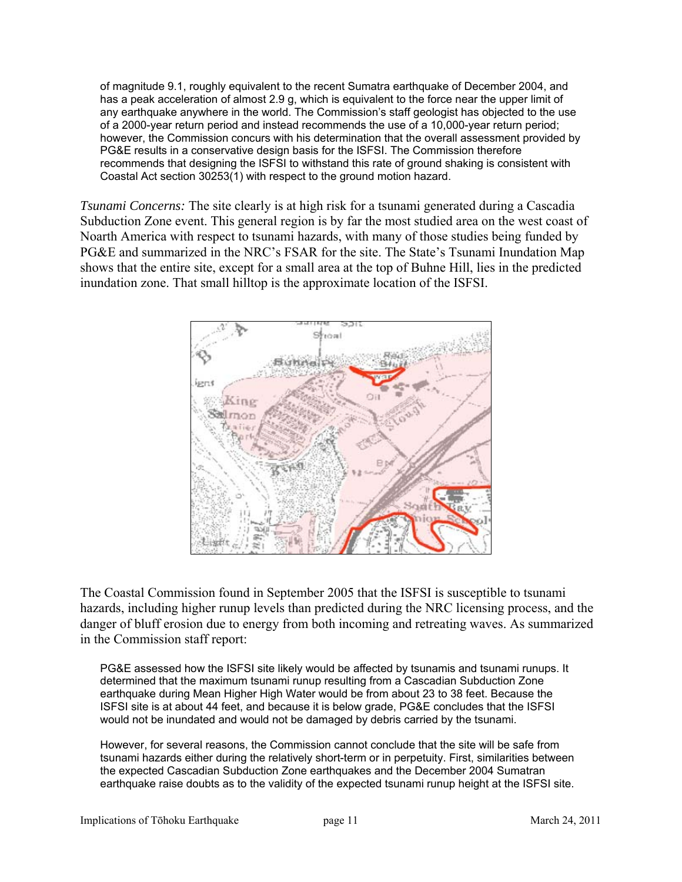of magnitude 9.1, roughly equivalent to the recent Sumatra earthquake of December 2004, and has a peak acceleration of almost 2.9 g, which is equivalent to the force near the upper limit of any earthquake anywhere in the world. The Commission's staff geologist has objected to the use of a 2000-year return period and instead recommends the use of a 10,000-year return period; however, the Commission concurs with his determination that the overall assessment provided by PG&E results in a conservative design basis for the ISFSI. The Commission therefore recommends that designing the ISFSI to withstand this rate of ground shaking is consistent with Coastal Act section 30253(1) with respect to the ground motion hazard.

*Tsunami Concerns:* The site clearly is at high risk for a tsunami generated during a Cascadia Subduction Zone event. This general region is by far the most studied area on the west coast of Noarth America with respect to tsunami hazards, with many of those studies being funded by PG&E and summarized in the NRC's FSAR for the site. The State's Tsunami Inundation Map shows that the entire site, except for a small area at the top of Buhne Hill, lies in the predicted inundation zone. That small hilltop is the approximate location of the ISFSI.

The Coastal Commission found in September 2005 that the ISFSI is susceptible to tsunami hazards, including higher runup levels than predicted during the NRC licensing process, and the danger of bluff erosion due to energy from both incoming and retreating waves. As summarized in the Commission staff report:

> PG&E assessed how the ISFSI site likely would be affected by tsunamis and tsunami runups. It determined that the maximum tsunami runup resulting from a Cascadian Subduction Zone earthquake during Mean Higher High Water would be from about 23 to 38 feet. Because the ISFSI site is at about 44 feet, and because it is below grade, PG&E concludes that the ISFSI would not be inundated and would not be damaged by debris carried by the tsunami.
>
> However, for several reasons, the Commission cannot conclude that the site will be safe from tsunami hazards either during the relatively short-term or in perpetuity. First, similarities between the expected Cascadian Subduction Zone earthquakes and the December 2004 Sumatran earthquake raise doubts as to the validity of the expected tsunami runup height at the ISFSI site.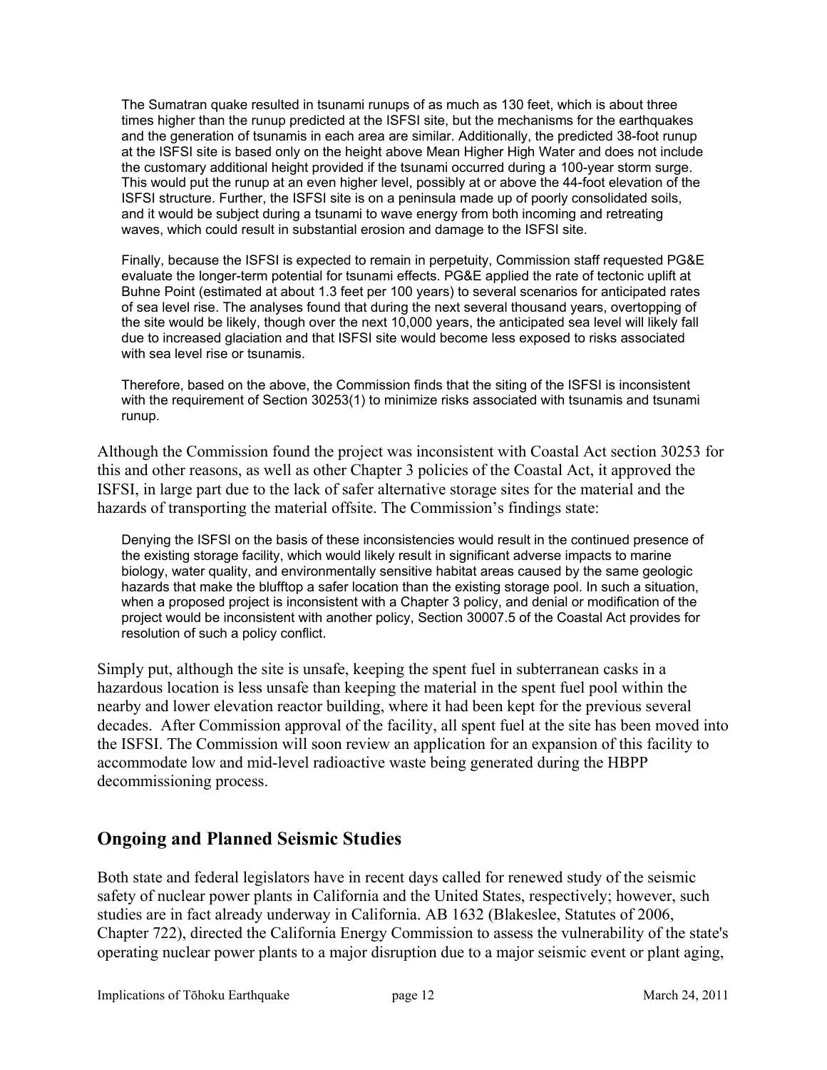> The Sumatran quake resulted in tsunami runups of as much as 130 feet, which is about three times higher than the runup predicted at the ISFSI site, but the mechanisms for the earthquakes and the generation of tsunamis in each area are similar. Additionally, the predicted 38-foot runup at the ISFSI site is based only on the height above Mean Higher High Water and does not include the customary additional height provided if the tsunami occurred during a 100-year storm surge. This would put the runup at an even higher level, possibly at or above the 44-foot elevation of the ISFSI structure. Further, the ISFSI site is on a peninsula made up of poorly consolidated soils, and it would be subject during a tsunami to wave energy from both incoming and retreating waves, which could result in substantial erosion and damage to the ISFSI site.
>
> Finally, because the ISFSI is expected to remain in perpetuity, Commission staff requested PG&E evaluate the longer-term potential for tsunami effects. PG&E applied the rate of tectonic uplift at Buhne Point (estimated at about 1.3 feet per 100 years) to several scenarios for anticipated rates of sea level rise. The analyses found that during the next several thousand years, overtopping of the site would be likely, though over the next 10,000 years, the anticipated sea level will likely fall due to increased glaciation and that ISFSI site would become less exposed to risks associated with sea level rise or tsunamis.
>
> Therefore, based on the above, the Commission finds that the siting of the ISFSI is inconsistent with the requirement of Section 30253(1) to minimize risks associated with tsunamis and tsunami runup.

Although the Commission found the project was inconsistent with Coastal Act section 30253 for this and other reasons, as well as other Chapter 3 policies of the Coastal Act, it approved the ISFSI, in large part due to the lack of safer alternative storage sites for the material and the hazards of transporting the material offsite. The Commission's findings state:

> Denying the ISFSI on the basis of these inconsistencies would result in the continued presence of the existing storage facility, which would likely result in significant adverse impacts to marine biology, water quality, and environmentally sensitive habitat areas caused by the same geologic hazards that make the blufftop a safer location than the existing storage pool. In such a situation, when a proposed project is inconsistent with a Chapter 3 policy, and denial or modification of the project would be inconsistent with another policy, Section 30007.5 of the Coastal Act provides for resolution of such a policy conflict.

Simply put, although the site is unsafe, keeping the spent fuel in subterranean casks in a hazardous location is less unsafe than keeping the material in the spent fuel pool within the nearby and lower elevation reactor building, where it had been kept for the previous several decades. After Commission approval of the facility, all spent fuel at the site has been moved into the ISFSI. The Commission will soon review an application for an expansion of this facility to accommodate low and mid-level radioactive waste being generated during the HBPP decommissioning process.

## Ongoing and Planned Seismic Studies

Both state and federal legislators have in recent days called for renewed study of the seismic safety of nuclear power plants in California and the United States, respectively; however, such studies are in fact already underway in California. AB 1632 (Blakeslee, Statutes of 2006, Chapter 722), directed the California Energy Commission to assess the vulnerability of the state's operating nuclear power plants to a major disruption due to a major seismic event or plant aging,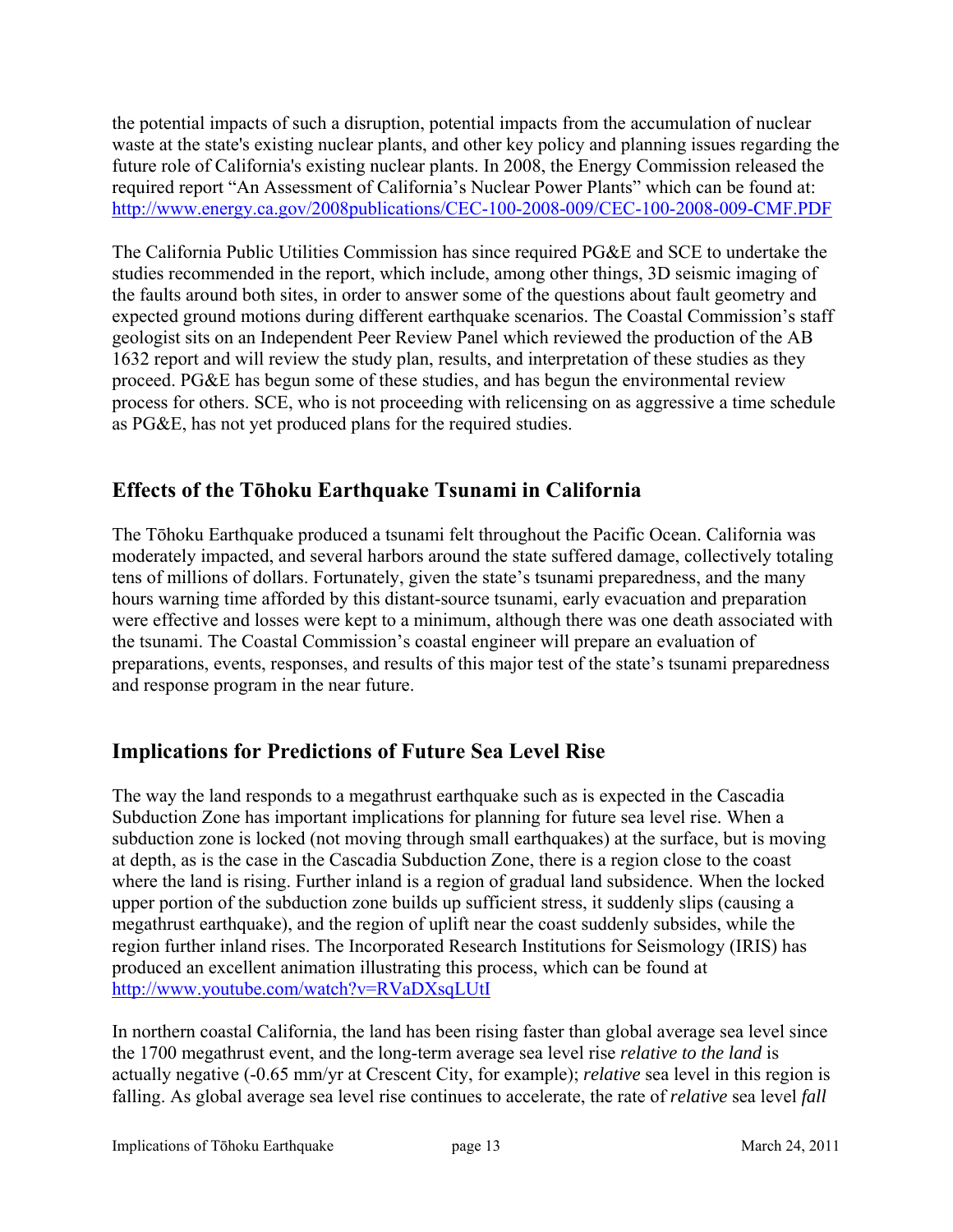the potential impacts of such a disruption, potential impacts from the accumulation of nuclear waste at the state's existing nuclear plants, and other key policy and planning issues regarding the future role of California's existing nuclear plants. In 2008, the Energy Commission released the required report "An Assessment of California's Nuclear Power Plants" which can be found at: http://www.energy.ca.gov/2008publications/CEC-100-2008-009/CEC-100-2008-009-CMF.PDF

The California Public Utilities Commission has since required PG&E and SCE to undertake the studies recommended in the report, which include, among other things, 3D seismic imaging of the faults around both sites, in order to answer some of the questions about fault geometry and expected ground motions during different earthquake scenarios. The Coastal Commission's staff geologist sits on an Independent Peer Review Panel which reviewed the production of the AB 1632 report and will review the study plan, results, and interpretation of these studies as they proceed. PG&E has begun some of these studies, and has begun the environmental review process for others. SCE, who is not proceeding with relicensing on as aggressive a time schedule as PG&E, has not yet produced plans for the required studies.

## Effects of the Tōhoku Earthquake Tsunami in California

The Tōhoku Earthquake produced a tsunami felt throughout the Pacific Ocean. California was moderately impacted, and several harbors around the state suffered damage, collectively totaling tens of millions of dollars. Fortunately, given the state's tsunami preparedness, and the many hours warning time afforded by this distant-source tsunami, early evacuation and preparation were effective and losses were kept to a minimum, although there was one death associated with the tsunami. The Coastal Commission's coastal engineer will prepare an evaluation of preparations, events, responses, and results of this major test of the state's tsunami preparedness and response program in the near future.

## Implications for Predictions of Future Sea Level Rise

The way the land responds to a megathrust earthquake such as is expected in the Cascadia Subduction Zone has important implications for planning for future sea level rise. When a subduction zone is locked (not moving through small earthquakes) at the surface, but is moving at depth, as is the case in the Cascadia Subduction Zone, there is a region close to the coast where the land is rising. Further inland is a region of gradual land subsidence. When the locked upper portion of the subduction zone builds up sufficient stress, it suddenly slips (causing a megathrust earthquake), and the region of uplift near the coast suddenly subsides, while the region further inland rises. The Incorporated Research Institutions for Seismology (IRIS) has produced an excellent animation illustrating this process, which can be found at http://www.youtube.com/watch?v=RVaDXsqLUtI

In northern coastal California, the land has been rising faster than global average sea level since the 1700 megathrust event, and the long-term average sea level rise *relative to the land* is actually negative (-0.65 mm/yr at Crescent City, for example); *relative* sea level in this region is falling. As global average sea level rise continues to accelerate, the rate of *relative* sea level *fall*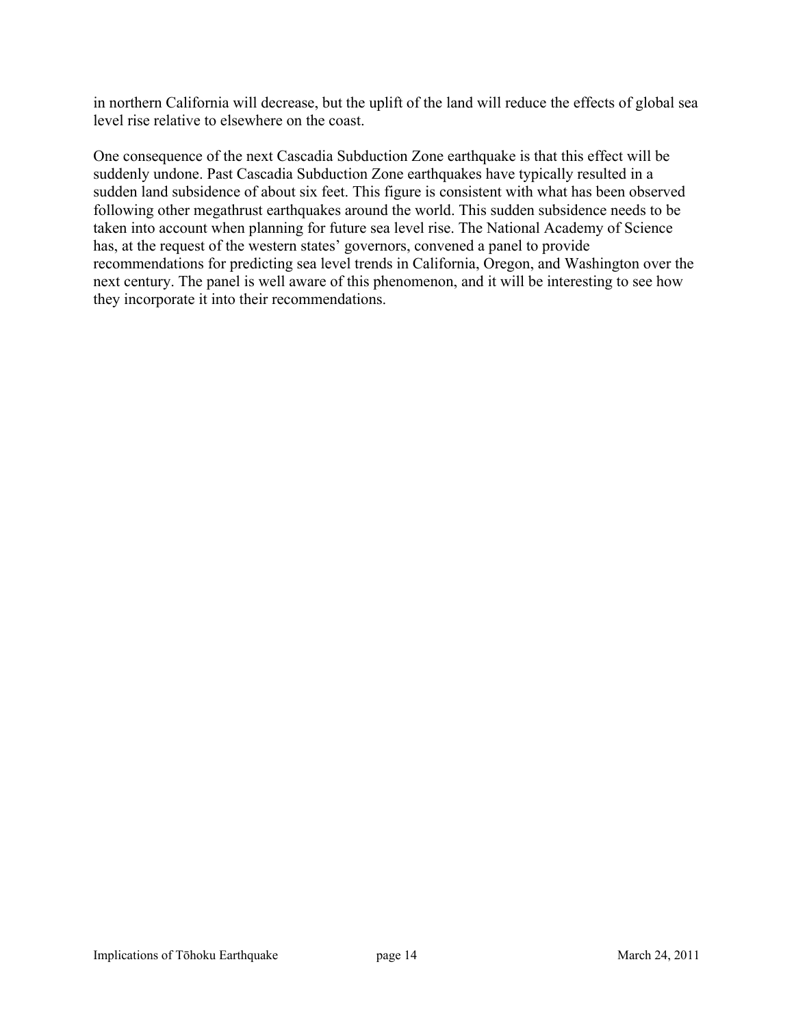in northern California will decrease, but the uplift of the land will reduce the effects of global sea level rise relative to elsewhere on the coast.

One consequence of the next Cascadia Subduction Zone earthquake is that this effect will be suddenly undone. Past Cascadia Subduction Zone earthquakes have typically resulted in a sudden land subsidence of about six feet. This figure is consistent with what has been observed following other megathrust earthquakes around the world. This sudden subsidence needs to be taken into account when planning for future sea level rise. The National Academy of Science has, at the request of the western states' governors, convened a panel to provide recommendations for predicting sea level trends in California, Oregon, and Washington over the next century. The panel is well aware of this phenomenon, and it will be interesting to see how they incorporate it into their recommendations.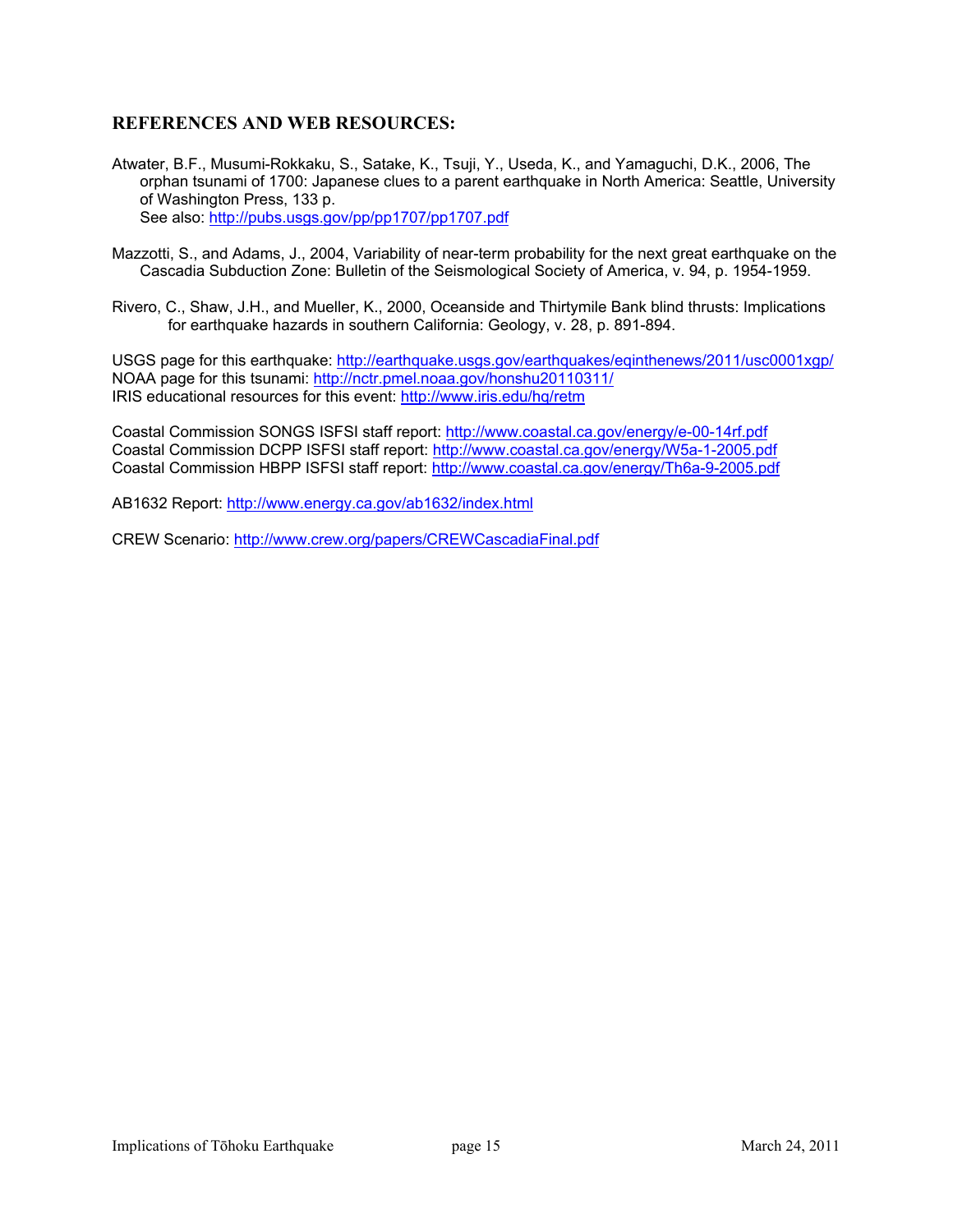## REFERENCES AND WEB RESOURCES:

Atwater, B.F., Musumi-Rokkaku, S., Satake, K., Tsuji, Y., Useda, K., and Yamaguchi, D.K., 2006, The orphan tsunami of 1700: Japanese clues to a parent earthquake in North America: Seattle, University of Washington Press, 133 p.
See also: http://pubs.usgs.gov/pp/pp1707/pp1707.pdf

Mazzotti, S., and Adams, J., 2004, Variability of near-term probability for the next great earthquake on the Cascadia Subduction Zone: Bulletin of the Seismological Society of America, v. 94, p. 1954-1959.

Rivero, C., Shaw, J.H., and Mueller, K., 2000, Oceanside and Thirtymile Bank blind thrusts: Implications for earthquake hazards in southern California: Geology, v. 28, p. 891-894.

USGS page for this earthquake: http://earthquake.usgs.gov/earthquakes/eqinthenews/2011/usc0001xgp/
NOAA page for this tsunami: http://nctr.pmel.noaa.gov/honshu20110311/
IRIS educational resources for this event: http://www.iris.edu/hq/retm

Coastal Commission SONGS ISFSI staff report: http://www.coastal.ca.gov/energy/e-00-14rf.pdf
Coastal Commission DCPP ISFSI staff report: http://www.coastal.ca.gov/energy/W5a-1-2005.pdf
Coastal Commission HBPP ISFSI staff report: http://www.coastal.ca.gov/energy/Th6a-9-2005.pdf

AB1632 Report: http://www.energy.ca.gov/ab1632/index.html

CREW Scenario: http://www.crew.org/papers/CREWCascadiaFinal.pdf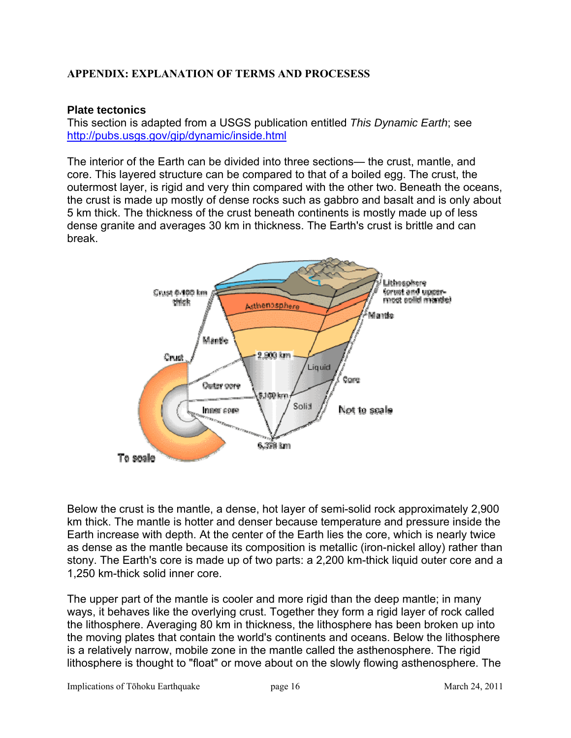## APPENDIX: EXPLANATION OF TERMS AND PROCESESS

### Plate tectonics

This section is adapted from a USGS publication entitled *This Dynamic Earth*; see http://pubs.usgs.gov/gip/dynamic/inside.html

The interior of the Earth can be divided into three sections— the crust, mantle, and core. This layered structure can be compared to that of a boiled egg. The crust, the outermost layer, is rigid and very thin compared with the other two. Beneath the oceans, the crust is made up mostly of dense rocks such as gabbro and basalt and is only about 5 km thick. The thickness of the crust beneath continents is mostly made up of less dense granite and averages 30 km in thickness. The Earth's crust is brittle and can break.

Below the crust is the mantle, a dense, hot layer of semi-solid rock approximately 2,900 km thick. The mantle is hotter and denser because temperature and pressure inside the Earth increase with depth. At the center of the Earth lies the core, which is nearly twice as dense as the mantle because its composition is metallic (iron-nickel alloy) rather than stony. The Earth's core is made up of two parts: a 2,200 km-thick liquid outer core and a 1,250 km-thick solid inner core.

The upper part of the mantle is cooler and more rigid than the deep mantle; in many ways, it behaves like the overlying crust. Together they form a rigid layer of rock called the lithosphere. Averaging 80 km in thickness, the lithosphere has been broken up into the moving plates that contain the world's continents and oceans. Below the lithosphere is a relatively narrow, mobile zone in the mantle called the asthenosphere. The rigid lithosphere is thought to "float" or move about on the slowly flowing asthenosphere. The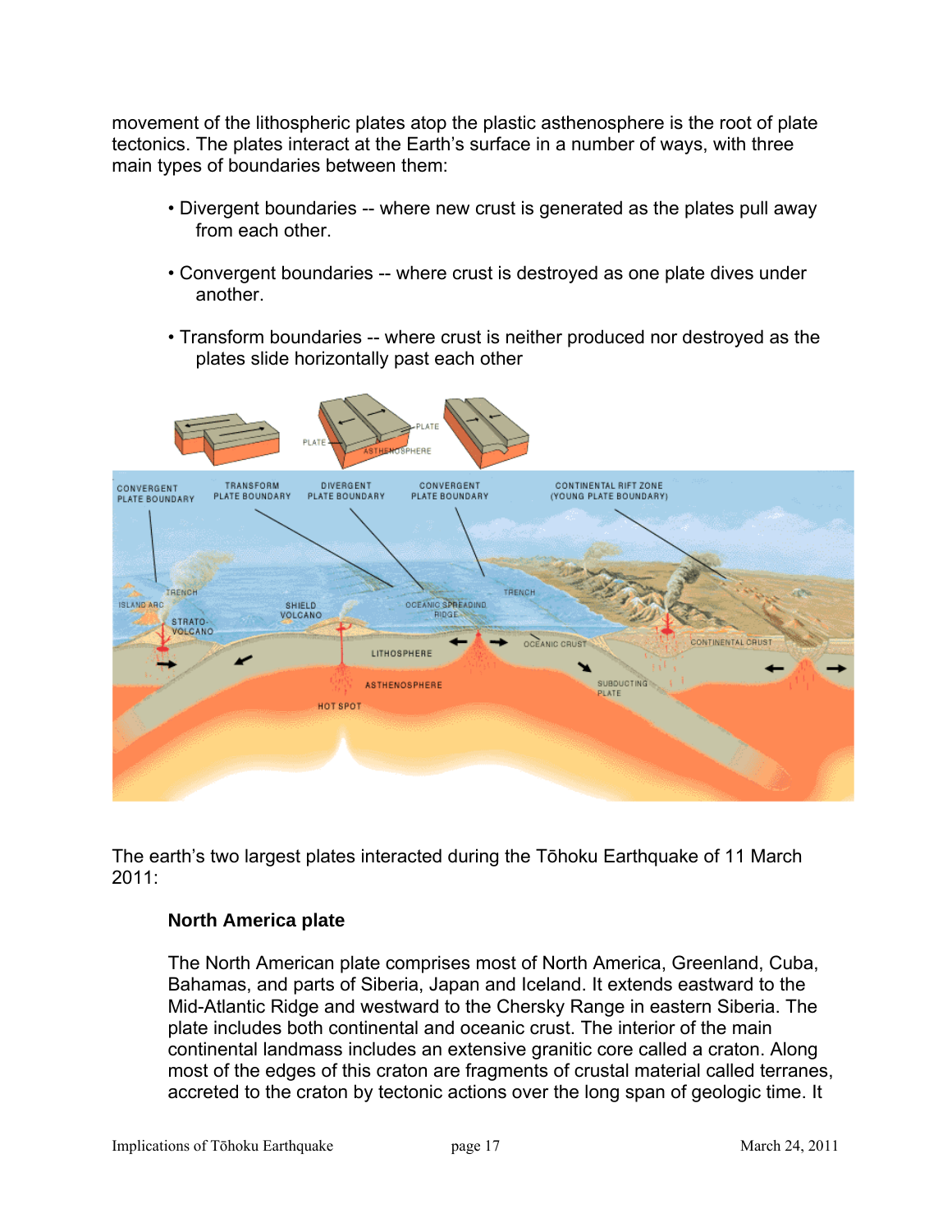movement of the lithospheric plates atop the plastic asthenosphere is the root of plate tectonics. The plates interact at the Earth's surface in a number of ways, with three main types of boundaries between them:

- Divergent boundaries -- where new crust is generated as the plates pull away from each other.
- Convergent boundaries -- where crust is destroyed as one plate dives under another.
- Transform boundaries -- where crust is neither produced nor destroyed as the plates slide horizontally past each other

The earth's two largest plates interacted during the Tōhoku Earthquake of 11 March 2011:

**North America plate**

The North American plate comprises most of North America, Greenland, Cuba, Bahamas, and parts of Siberia, Japan and Iceland. It extends eastward to the Mid-Atlantic Ridge and westward to the Chersky Range in eastern Siberia. The plate includes both continental and oceanic crust. The interior of the main continental landmass includes an extensive granitic core called a craton. Along most of the edges of this craton are fragments of crustal material called terranes, accreted to the craton by tectonic actions over the long span of geologic time. It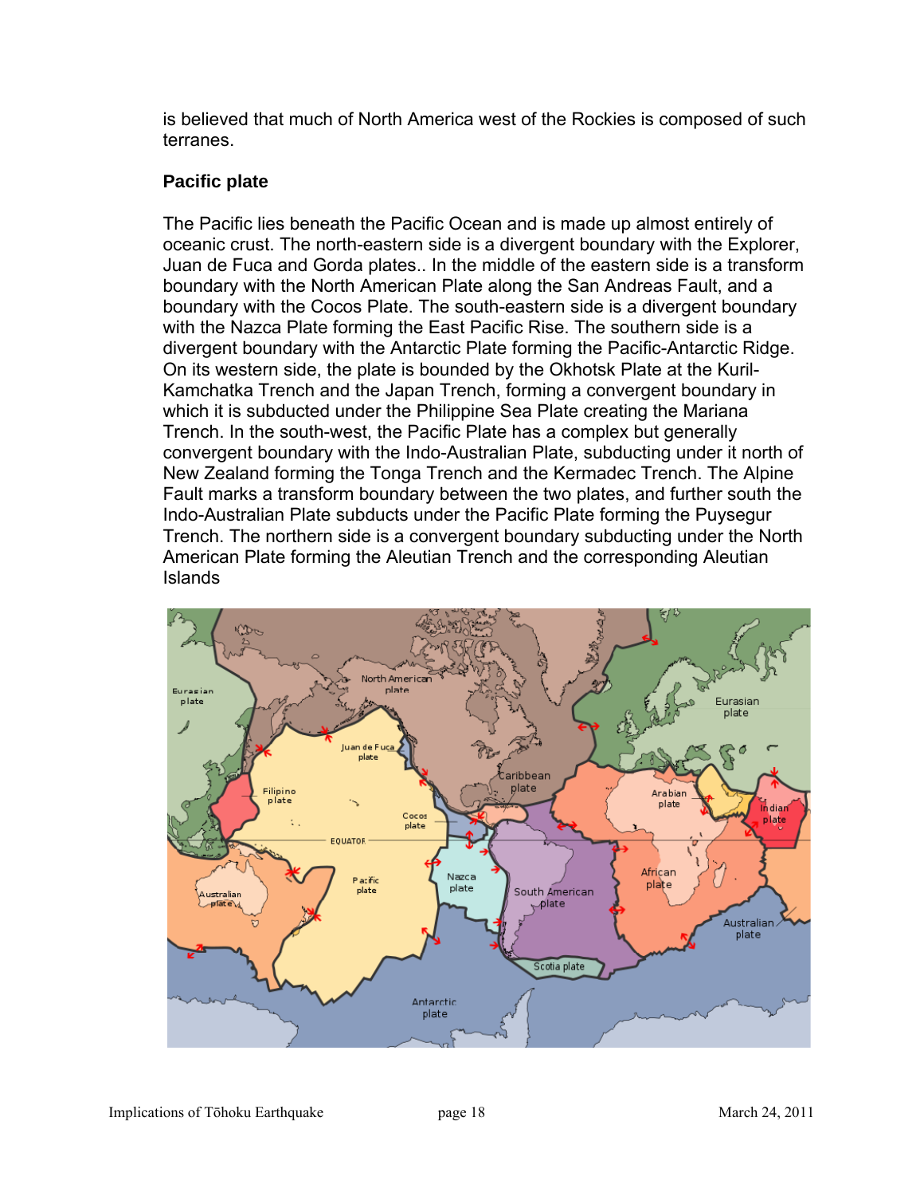is believed that much of North America west of the Rockies is composed of such terranes.

### Pacific plate

The Pacific lies beneath the Pacific Ocean and is made up almost entirely of oceanic crust. The north-eastern side is a divergent boundary with the Explorer, Juan de Fuca and Gorda plates.. In the middle of the eastern side is a transform boundary with the North American Plate along the San Andreas Fault, and a boundary with the Cocos Plate. The south-eastern side is a divergent boundary with the Nazca Plate forming the East Pacific Rise. The southern side is a divergent boundary with the Antarctic Plate forming the Pacific-Antarctic Ridge. On its western side, the plate is bounded by the Okhotsk Plate at the Kuril-Kamchatka Trench and the Japan Trench, forming a convergent boundary in which it is subducted under the Philippine Sea Plate creating the Mariana Trench. In the south-west, the Pacific Plate has a complex but generally convergent boundary with the Indo-Australian Plate, subducting under it north of New Zealand forming the Tonga Trench and the Kermadec Trench. The Alpine Fault marks a transform boundary between the two plates, and further south the Indo-Australian Plate subducts under the Pacific Plate forming the Puysegur Trench. The northern side is a convergent boundary subducting under the North American Plate forming the Aleutian Trench and the corresponding Aleutian Islands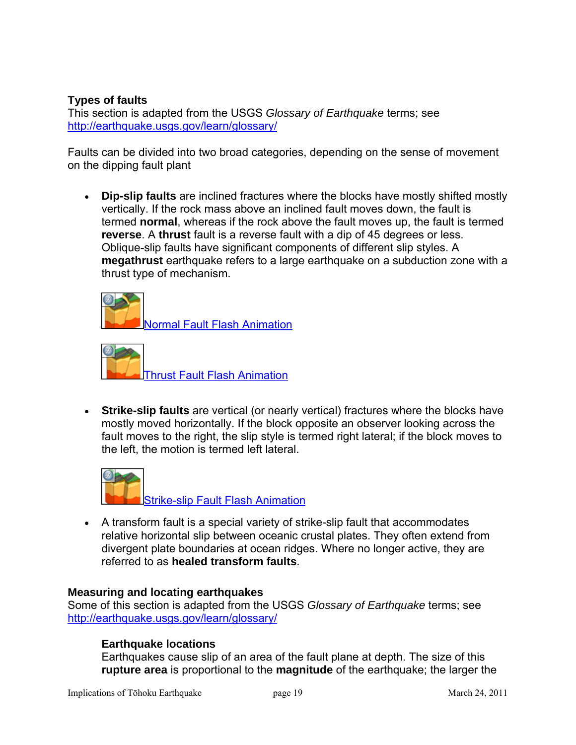### Types of faults

This section is adapted from the USGS *Glossary of Earthquake* terms; see http://earthquake.usgs.gov/learn/glossary/

Faults can be divided into two broad categories, depending on the sense of movement on the dipping fault plant

- **Dip-slip faults** are inclined fractures where the blocks have mostly shifted mostly vertically. If the rock mass above an inclined fault moves down, the fault is termed **normal**, whereas if the rock above the fault moves up, the fault is termed **reverse**. A **thrust** fault is a reverse fault with a dip of 45 degrees or less. Oblique-slip faults have significant components of different slip styles. A **megathrust** earthquake refers to a large earthquake on a subduction zone with a thrust type of mechanism.

  Normal Fault Flash Animation

  Thrust Fault Flash Animation

- **Strike-slip faults** are vertical (or nearly vertical) fractures where the blocks have mostly moved horizontally. If the block opposite an observer looking across the fault moves to the right, the slip style is termed right lateral; if the block moves to the left, the motion is termed left lateral.

  Strike-slip Fault Flash Animation

- A transform fault is a special variety of strike-slip fault that accommodates relative horizontal slip between oceanic crustal plates. They often extend from divergent plate boundaries at ocean ridges. Where no longer active, they are referred to as **healed transform faults**.

### Measuring and locating earthquakes

Some of this section is adapted from the USGS *Glossary of Earthquake* terms; see http://earthquake.usgs.gov/learn/glossary/

#### Earthquake locations

Earthquakes cause slip of an area of the fault plane at depth. The size of this **rupture area** is proportional to the **magnitude** of the earthquake; the larger the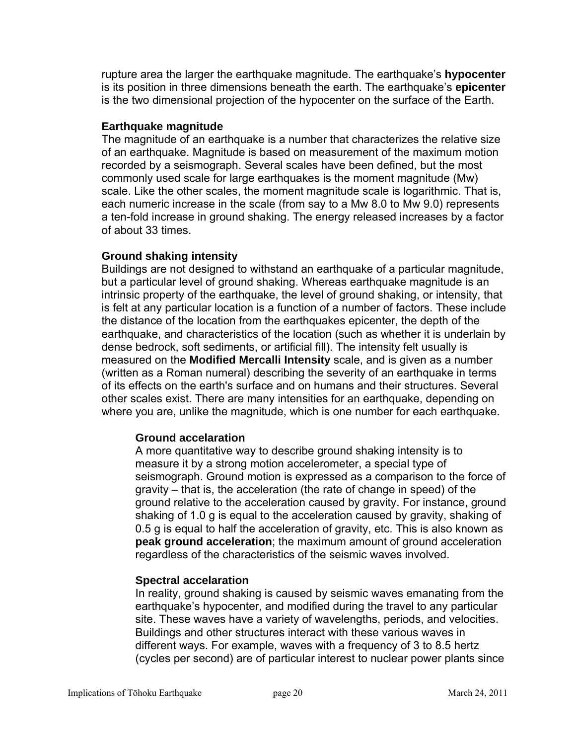rupture area the larger the earthquake magnitude. The earthquake's **hypocenter** is its position in three dimensions beneath the earth. The earthquake's **epicenter** is the two dimensional projection of the hypocenter on the surface of the Earth.

### Earthquake magnitude

The magnitude of an earthquake is a number that characterizes the relative size of an earthquake. Magnitude is based on measurement of the maximum motion recorded by a seismograph. Several scales have been defined, but the most commonly used scale for large earthquakes is the moment magnitude (Mw) scale. Like the other scales, the moment magnitude scale is logarithmic. That is, each numeric increase in the scale (from say to a Mw 8.0 to Mw 9.0) represents a ten-fold increase in ground shaking. The energy released increases by a factor of about 33 times.

### Ground shaking intensity

Buildings are not designed to withstand an earthquake of a particular magnitude, but a particular level of ground shaking. Whereas earthquake magnitude is an intrinsic property of the earthquake, the level of ground shaking, or intensity, that is felt at any particular location is a function of a number of factors. These include the distance of the location from the earthquakes epicenter, the depth of the earthquake, and characteristics of the location (such as whether it is underlain by dense bedrock, soft sediments, or artificial fill). The intensity felt usually is measured on the **Modified Mercalli Intensity** scale, and is given as a number (written as a Roman numeral) describing the severity of an earthquake in terms of its effects on the earth's surface and on humans and their structures. Several other scales exist. There are many intensities for an earthquake, depending on where you are, unlike the magnitude, which is one number for each earthquake.

#### Ground accelaration

A more quantitative way to describe ground shaking intensity is to measure it by a strong motion accelerometer, a special type of seismograph. Ground motion is expressed as a comparison to the force of gravity – that is, the acceleration (the rate of change in speed) of the ground relative to the acceleration caused by gravity. For instance, ground shaking of 1.0 g is equal to the acceleration caused by gravity, shaking of 0.5 g is equal to half the acceleration of gravity, etc. This is also known as **peak ground acceleration**; the maximum amount of ground acceleration regardless of the characteristics of the seismic waves involved.

#### Spectral accelaration

In reality, ground shaking is caused by seismic waves emanating from the earthquake's hypocenter, and modified during the travel to any particular site. These waves have a variety of wavelengths, periods, and velocities. Buildings and other structures interact with these various waves in different ways. For example, waves with a frequency of 3 to 8.5 hertz (cycles per second) are of particular interest to nuclear power plants since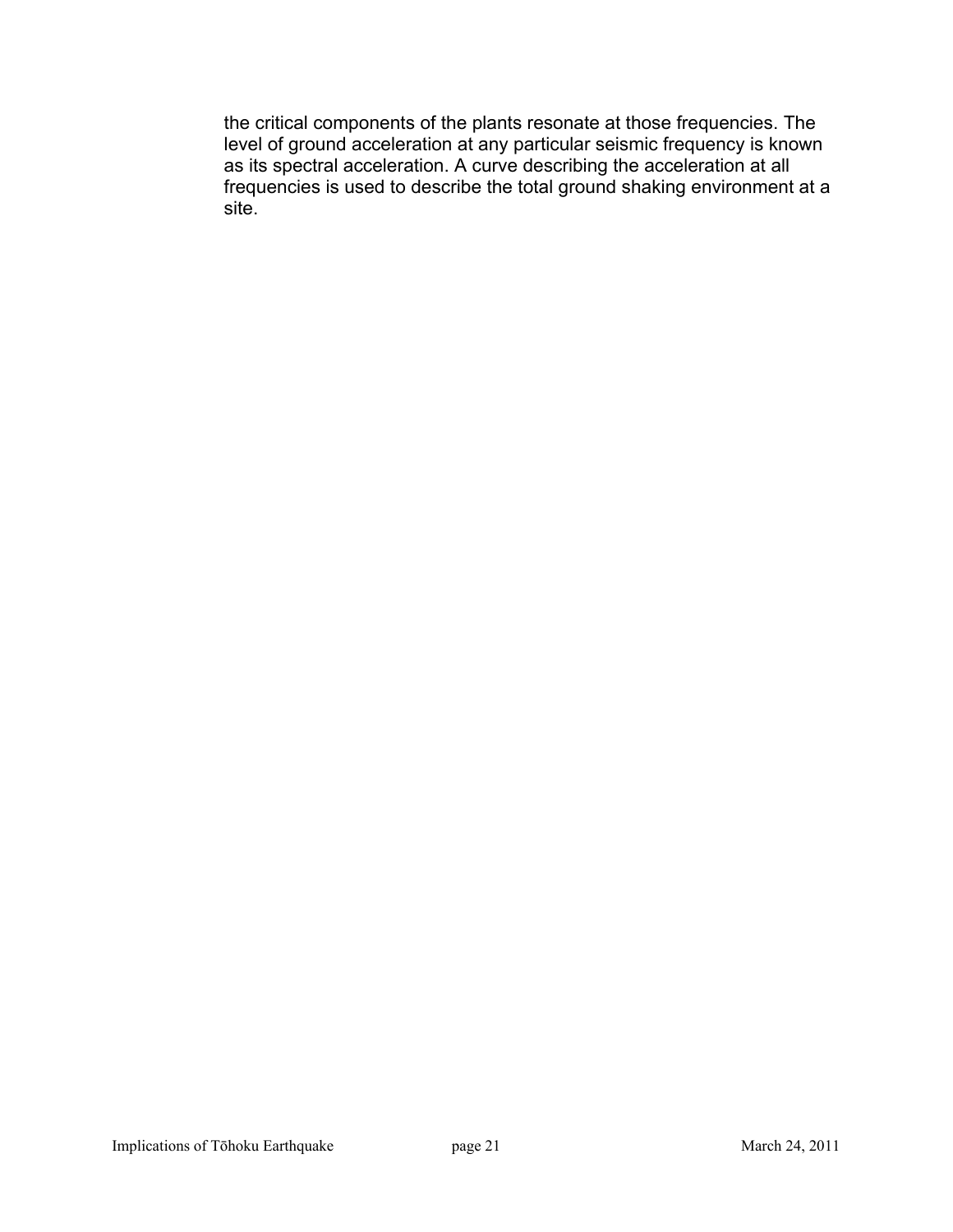the critical components of the plants resonate at those frequencies. The level of ground acceleration at any particular seismic frequency is known as its spectral acceleration. A curve describing the acceleration at all frequencies is used to describe the total ground shaking environment at a site.